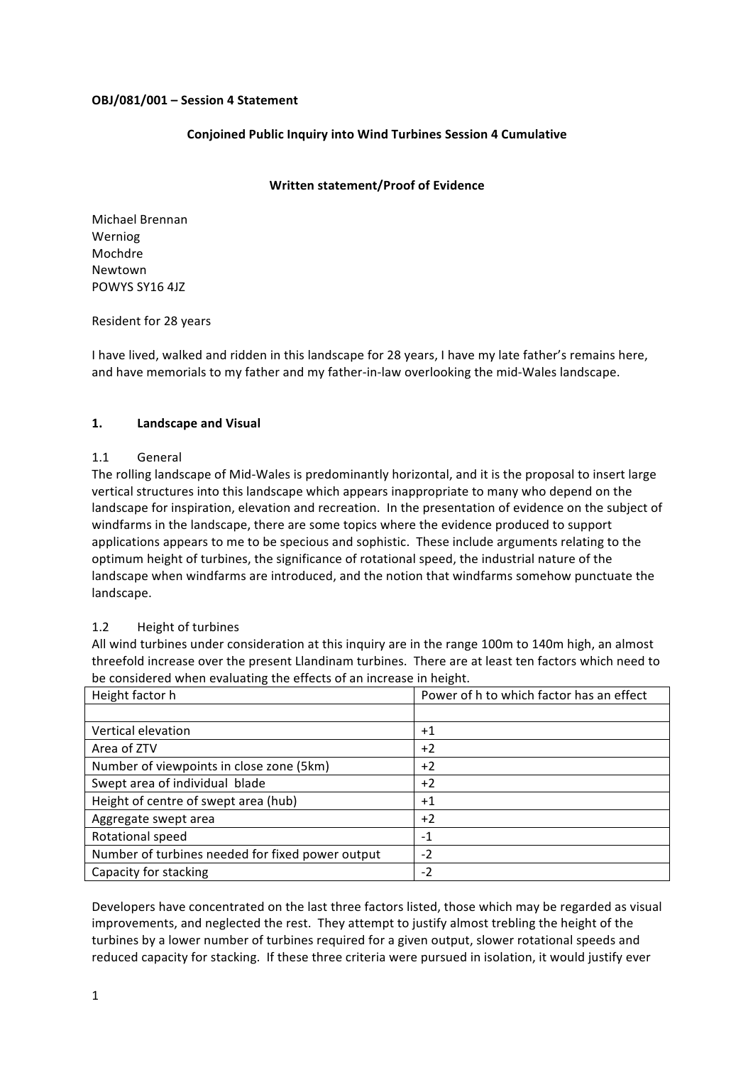**OBJ/081/001 – Session 4 Statement**

**Conjoined Public Inquiry into Wind Turbines Session 4 Cumulative**

**Written statement/Proof of Evidence**

Michael Brennan
Werniog
Mochdre
Newtown
POWYS SY16 4JZ

Resident for 28 years

I have lived, walked and ridden in this landscape for 28 years, I have my late father's remains here, and have memorials to my father and my father-in-law overlooking the mid-Wales landscape.

## 1. Landscape and Visual

### 1.1 General

The rolling landscape of Mid-Wales is predominantly horizontal, and it is the proposal to insert large vertical structures into this landscape which appears inappropriate to many who depend on the landscape for inspiration, elevation and recreation. In the presentation of evidence on the subject of windfarms in the landscape, there are some topics where the evidence produced to support applications appears to me to be specious and sophistic. These include arguments relating to the optimum height of turbines, the significance of rotational speed, the industrial nature of the landscape when windfarms are introduced, and the notion that windfarms somehow punctuate the landscape.

### 1.2 Height of turbines

All wind turbines under consideration at this inquiry are in the range 100m to 140m high, an almost threefold increase over the present Llandinam turbines. There are at least ten factors which need to be considered when evaluating the effects of an increase in height.

| Height factor h | Power of h to which factor has an effect |
|---|---|
| | |
| Vertical elevation | +1 |
| Area of ZTV | +2 |
| Number of viewpoints in close zone (5km) | +2 |
| Swept area of individual blade | +2 |
| Height of centre of swept area (hub) | +1 |
| Aggregate swept area | +2 |
| Rotational speed | -1 |
| Number of turbines needed for fixed power output | -2 |
| Capacity for stacking | -2 |

Developers have concentrated on the last three factors listed, those which may be regarded as visual improvements, and neglected the rest. They attempt to justify almost trebling the height of the turbines by a lower number of turbines required for a given output, slower rotational speeds and reduced capacity for stacking. If these three criteria were pursued in isolation, it would justify ever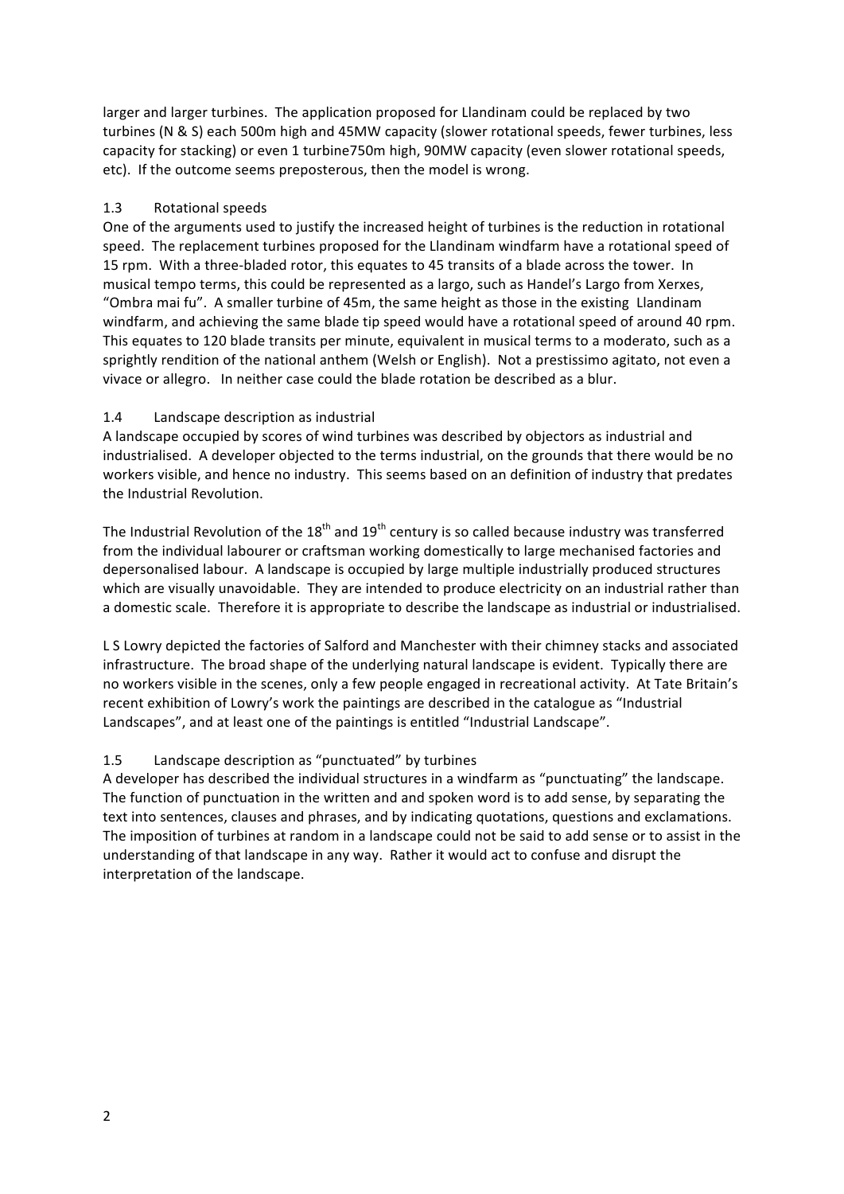larger and larger turbines. The application proposed for Llandinam could be replaced by two turbines (N & S) each 500m high and 45MW capacity (slower rotational speeds, fewer turbines, less capacity for stacking) or even 1 turbine750m high, 90MW capacity (even slower rotational speeds, etc). If the outcome seems preposterous, then the model is wrong.

### 1.3 Rotational speeds

One of the arguments used to justify the increased height of turbines is the reduction in rotational speed. The replacement turbines proposed for the Llandinam windfarm have a rotational speed of 15 rpm. With a three-bladed rotor, this equates to 45 transits of a blade across the tower. In musical tempo terms, this could be represented as a largo, such as Handel's Largo from Xerxes, "Ombra mai fu". A smaller turbine of 45m, the same height as those in the existing Llandinam windfarm, and achieving the same blade tip speed would have a rotational speed of around 40 rpm. This equates to 120 blade transits per minute, equivalent in musical terms to a moderato, such as a sprightly rendition of the national anthem (Welsh or English). Not a prestissimo agitato, not even a vivace or allegro. In neither case could the blade rotation be described as a blur.

### 1.4 Landscape description as industrial

A landscape occupied by scores of wind turbines was described by objectors as industrial and industrialised. A developer objected to the terms industrial, on the grounds that there would be no workers visible, and hence no industry. This seems based on an definition of industry that predates the Industrial Revolution.

The Industrial Revolution of the 18th and 19th century is so called because industry was transferred from the individual labourer or craftsman working domestically to large mechanised factories and depersonalised labour. A landscape is occupied by large multiple industrially produced structures which are visually unavoidable. They are intended to produce electricity on an industrial rather than a domestic scale. Therefore it is appropriate to describe the landscape as industrial or industrialised.

L S Lowry depicted the factories of Salford and Manchester with their chimney stacks and associated infrastructure. The broad shape of the underlying natural landscape is evident. Typically there are no workers visible in the scenes, only a few people engaged in recreational activity. At Tate Britain's recent exhibition of Lowry's work the paintings are described in the catalogue as "Industrial Landscapes", and at least one of the paintings is entitled "Industrial Landscape".

### 1.5 Landscape description as "punctuated" by turbines

A developer has described the individual structures in a windfarm as "punctuating" the landscape. The function of punctuation in the written and and spoken word is to add sense, by separating the text into sentences, clauses and phrases, and by indicating quotations, questions and exclamations. The imposition of turbines at random in a landscape could not be said to add sense or to assist in the understanding of that landscape in any way. Rather it would act to confuse and disrupt the interpretation of the landscape.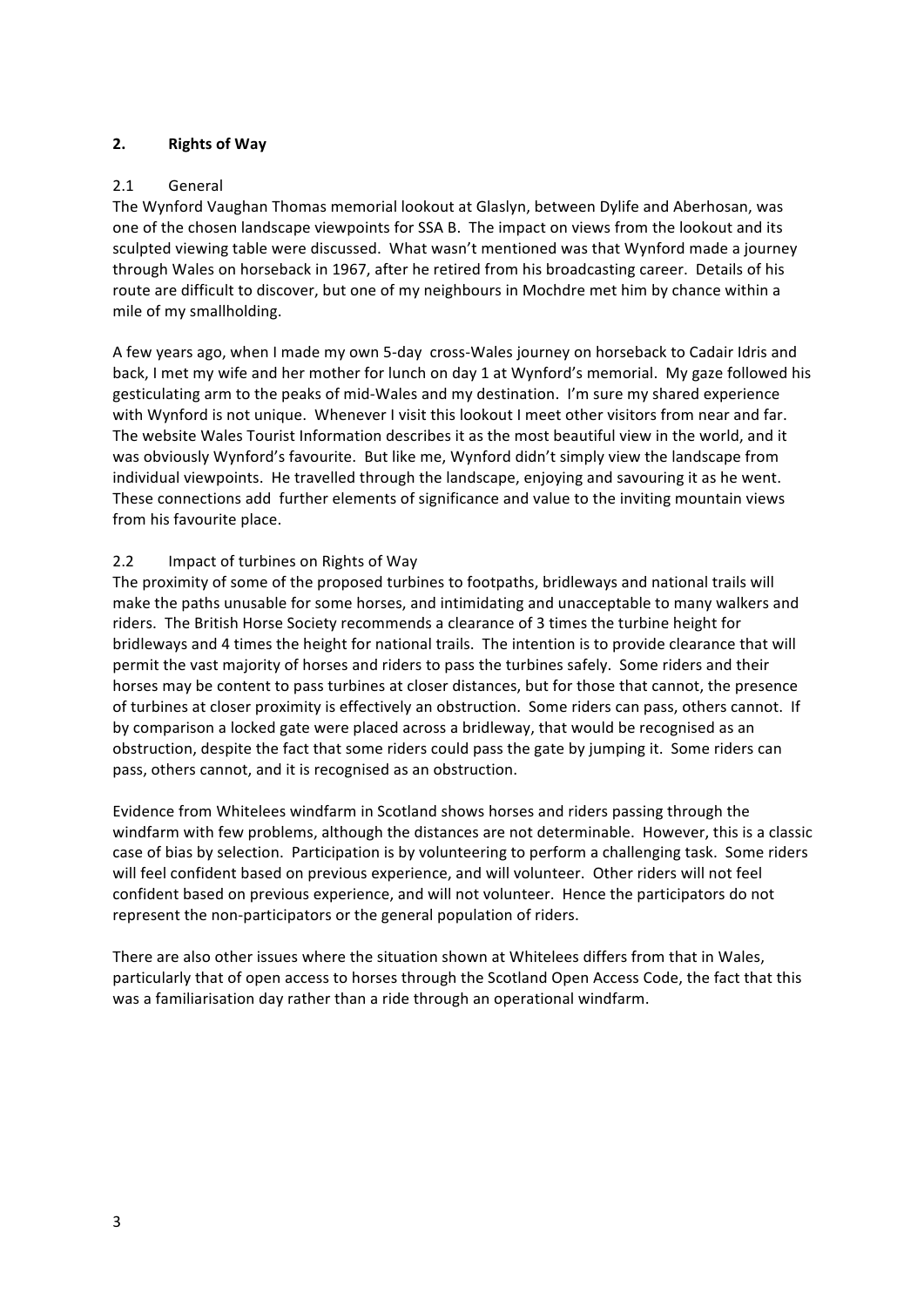## 2. Rights of Way

### 2.1 General

The Wynford Vaughan Thomas memorial lookout at Glaslyn, between Dylife and Aberhosan, was one of the chosen landscape viewpoints for SSA B. The impact on views from the lookout and its sculpted viewing table were discussed. What wasn't mentioned was that Wynford made a journey through Wales on horseback in 1967, after he retired from his broadcasting career. Details of his route are difficult to discover, but one of my neighbours in Mochdre met him by chance within a mile of my smallholding.

A few years ago, when I made my own 5-day cross-Wales journey on horseback to Cadair Idris and back, I met my wife and her mother for lunch on day 1 at Wynford's memorial. My gaze followed his gesticulating arm to the peaks of mid-Wales and my destination. I'm sure my shared experience with Wynford is not unique. Whenever I visit this lookout I meet other visitors from near and far. The website Wales Tourist Information describes it as the most beautiful view in the world, and it was obviously Wynford's favourite. But like me, Wynford didn't simply view the landscape from individual viewpoints. He travelled through the landscape, enjoying and savouring it as he went. These connections add further elements of significance and value to the inviting mountain views from his favourite place.

### 2.2 Impact of turbines on Rights of Way

The proximity of some of the proposed turbines to footpaths, bridleways and national trails will make the paths unusable for some horses, and intimidating and unacceptable to many walkers and riders. The British Horse Society recommends a clearance of 3 times the turbine height for bridleways and 4 times the height for national trails. The intention is to provide clearance that will permit the vast majority of horses and riders to pass the turbines safely. Some riders and their horses may be content to pass turbines at closer distances, but for those that cannot, the presence of turbines at closer proximity is effectively an obstruction. Some riders can pass, others cannot. If by comparison a locked gate were placed across a bridleway, that would be recognised as an obstruction, despite the fact that some riders could pass the gate by jumping it. Some riders can pass, others cannot, and it is recognised as an obstruction.

Evidence from Whitelees windfarm in Scotland shows horses and riders passing through the windfarm with few problems, although the distances are not determinable. However, this is a classic case of bias by selection. Participation is by volunteering to perform a challenging task. Some riders will feel confident based on previous experience, and will volunteer. Other riders will not feel confident based on previous experience, and will not volunteer. Hence the participators do not represent the non-participators or the general population of riders.

There are also other issues where the situation shown at Whitelees differs from that in Wales, particularly that of open access to horses through the Scotland Open Access Code, the fact that this was a familiarisation day rather than a ride through an operational windfarm.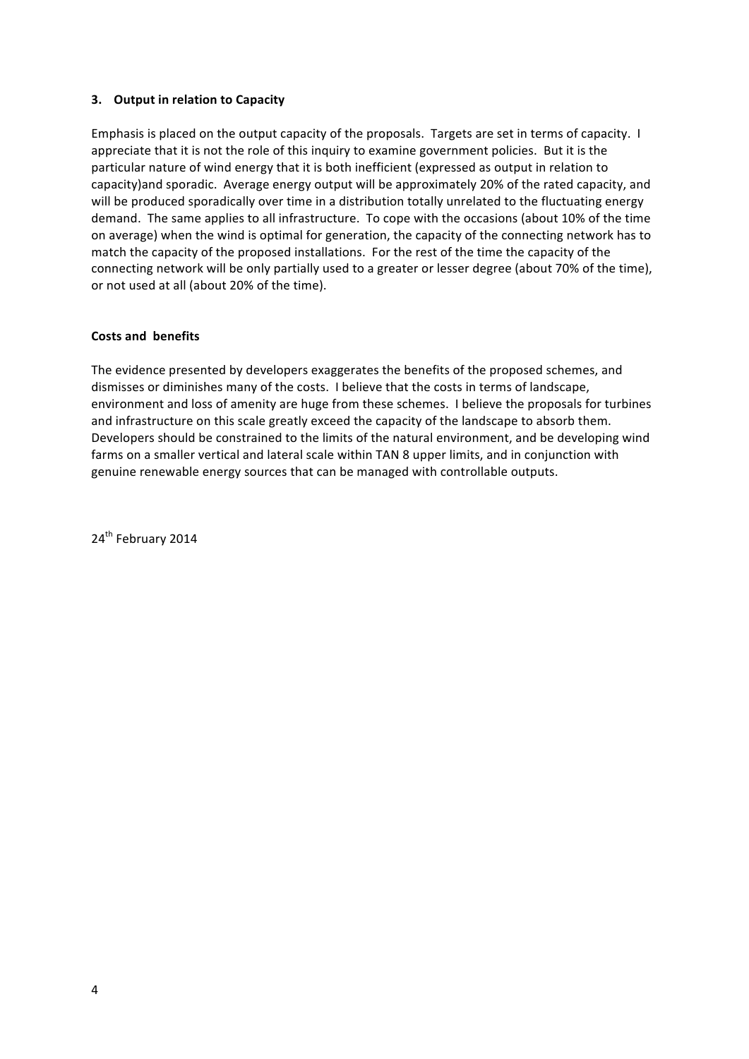### 3. Output in relation to Capacity

Emphasis is placed on the output capacity of the proposals. Targets are set in terms of capacity. I appreciate that it is not the role of this inquiry to examine government policies. But it is the particular nature of wind energy that it is both inefficient (expressed as output in relation to capacity)and sporadic. Average energy output will be approximately 20% of the rated capacity, and will be produced sporadically over time in a distribution totally unrelated to the fluctuating energy demand. The same applies to all infrastructure. To cope with the occasions (about 10% of the time on average) when the wind is optimal for generation, the capacity of the connecting network has to match the capacity of the proposed installations. For the rest of the time the capacity of the connecting network will be only partially used to a greater or lesser degree (about 70% of the time), or not used at all (about 20% of the time).

### Costs and benefits

The evidence presented by developers exaggerates the benefits of the proposed schemes, and dismisses or diminishes many of the costs. I believe that the costs in terms of landscape, environment and loss of amenity are huge from these schemes. I believe the proposals for turbines and infrastructure on this scale greatly exceed the capacity of the landscape to absorb them. Developers should be constrained to the limits of the natural environment, and be developing wind farms on a smaller vertical and lateral scale within TAN 8 upper limits, and in conjunction with genuine renewable energy sources that can be managed with controllable outputs.

24th February 2014